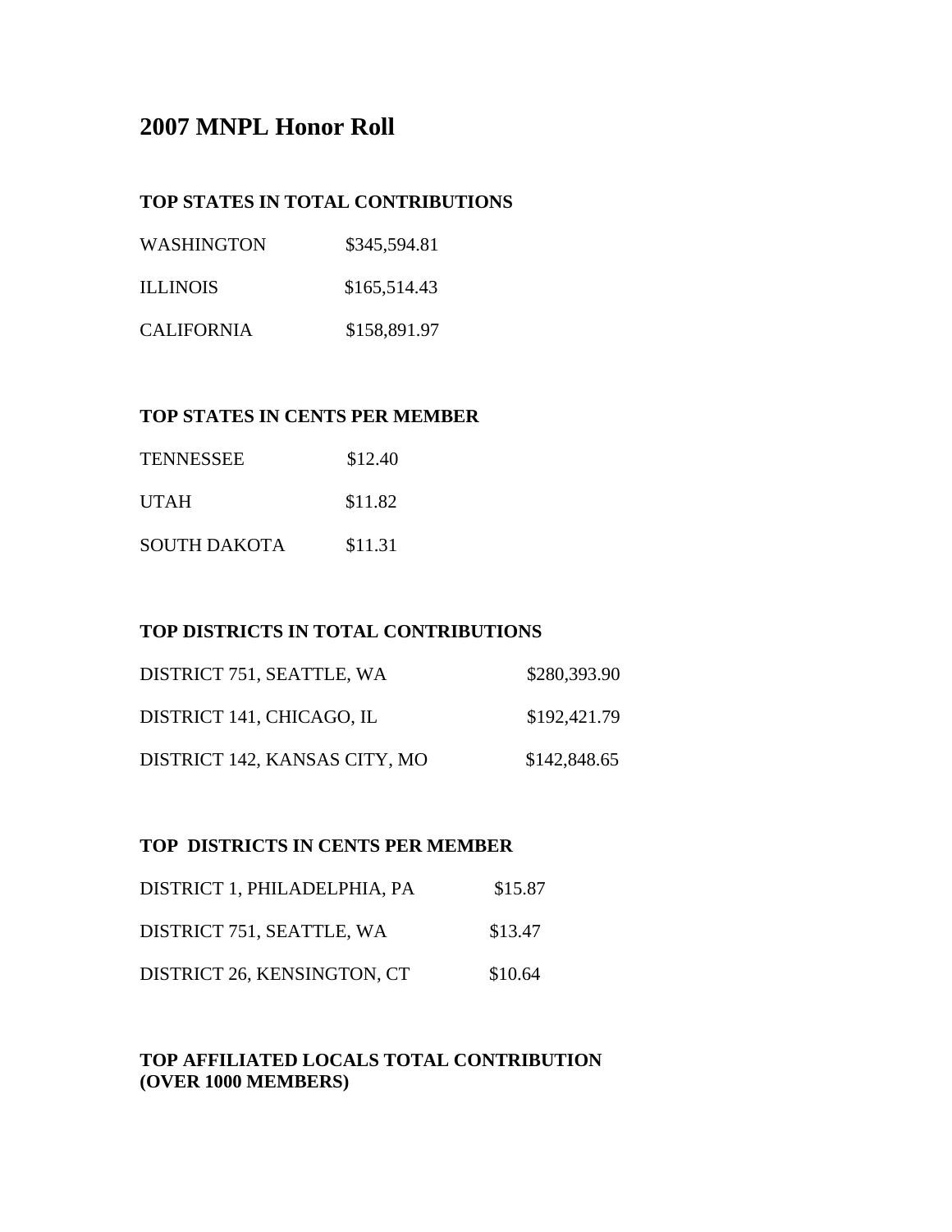# 2007 MNPL Honor Roll

### TOP STATES IN TOTAL CONTRIBUTIONS

| | |
|---|---|
| WASHINGTON | $345,594.81 |
| ILLINOIS | $165,514.43 |
| CALIFORNIA | $158,891.97 |

### TOP STATES IN CENTS PER MEMBER

| | |
|---|---|
| TENNESSEE | $12.40 |
| UTAH | $11.82 |
| SOUTH DAKOTA | $11.31 |

### TOP DISTRICTS IN TOTAL CONTRIBUTIONS

| | |
|---|---|
| DISTRICT 751, SEATTLE, WA | $280,393.90 |
| DISTRICT 141, CHICAGO, IL | $192,421.79 |
| DISTRICT 142, KANSAS CITY, MO | $142,848.65 |

### TOP DISTRICTS IN CENTS PER MEMBER

| | |
|---|---|
| DISTRICT 1, PHILADELPHIA, PA | $15.87 |
| DISTRICT 751, SEATTLE, WA | $13.47 |
| DISTRICT 26, KENSINGTON, CT | $10.64 |

### TOP AFFILIATED LOCALS TOTAL CONTRIBUTION (OVER 1000 MEMBERS)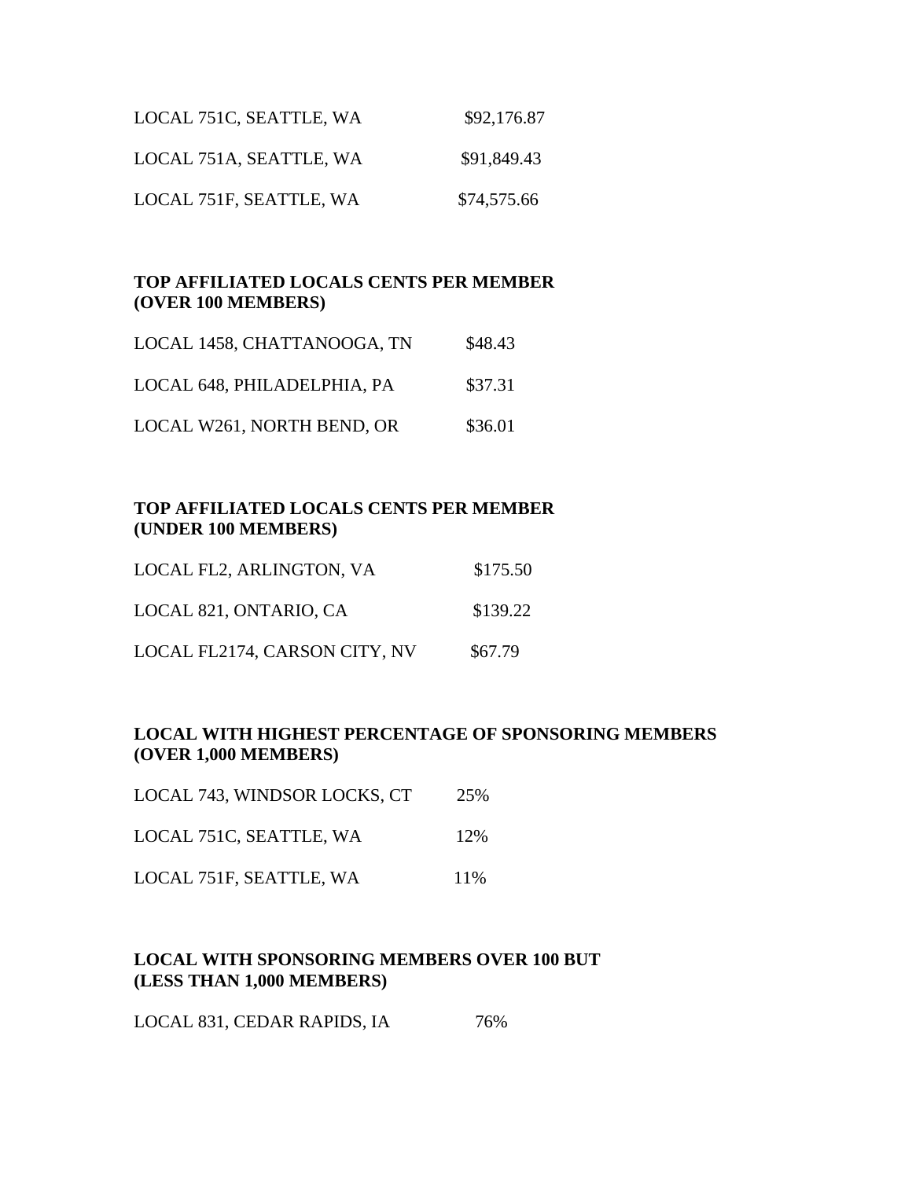| | |
|---|---|
| LOCAL 751C, SEATTLE, WA | $92,176.87 |
| LOCAL 751A, SEATTLE, WA | $91,849.43 |
| LOCAL 751F, SEATTLE, WA | $74,575.66 |

**TOP AFFILIATED LOCALS CENTS PER MEMBER (OVER 100 MEMBERS)**

| | |
|---|---|
| LOCAL 1458, CHATTANOOGA, TN | $48.43 |
| LOCAL 648, PHILADELPHIA, PA | $37.31 |
| LOCAL W261, NORTH BEND, OR | $36.01 |

**TOP AFFILIATED LOCALS CENTS PER MEMBER (UNDER 100 MEMBERS)**

| | |
|---|---|
| LOCAL FL2, ARLINGTON, VA | $175.50 |
| LOCAL 821, ONTARIO, CA | $139.22 |
| LOCAL FL2174, CARSON CITY, NV | $67.79 |

**LOCAL WITH HIGHEST PERCENTAGE OF SPONSORING MEMBERS (OVER 1,000 MEMBERS)**

| | |
|---|---|
| LOCAL 743, WINDSOR LOCKS, CT | 25% |
| LOCAL 751C, SEATTLE, WA | 12% |
| LOCAL 751F, SEATTLE, WA | 11% |

**LOCAL WITH SPONSORING MEMBERS OVER 100 BUT (LESS THAN 1,000 MEMBERS)**

| | |
|---|---|
| LOCAL 831, CEDAR RAPIDS, IA | 76% |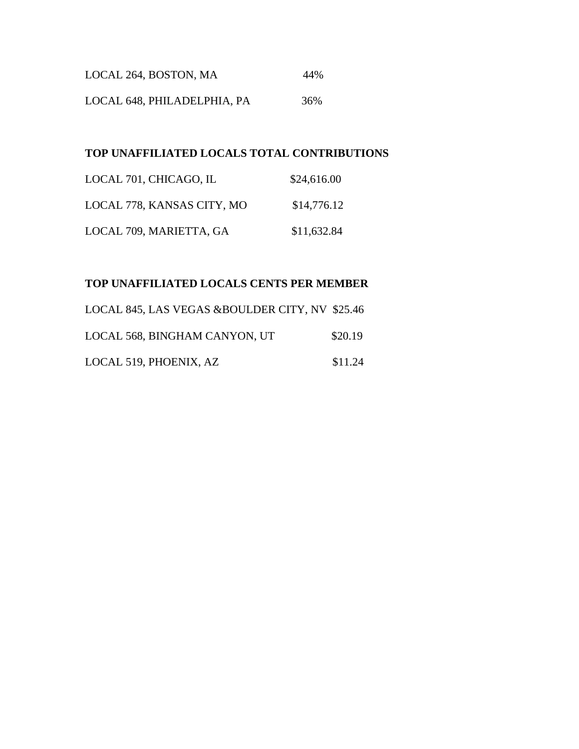| | |
|---|---|
| LOCAL 264, BOSTON, MA | 44% |
| LOCAL 648, PHILADELPHIA, PA | 36% |

**TOP UNAFFILIATED LOCALS TOTAL CONTRIBUTIONS**

| | |
|---|---|
| LOCAL 701, CHICAGO, IL | $24,616.00 |
| LOCAL 778, KANSAS CITY, MO | $14,776.12 |
| LOCAL 709, MARIETTA, GA | $11,632.84 |

**TOP UNAFFILIATED LOCALS CENTS PER MEMBER**

| | |
|---|---|
| LOCAL 845, LAS VEGAS &BOULDER CITY, NV | $25.46 |
| LOCAL 568, BINGHAM CANYON, UT | $20.19 |
| LOCAL 519, PHOENIX, AZ | $11.24 |